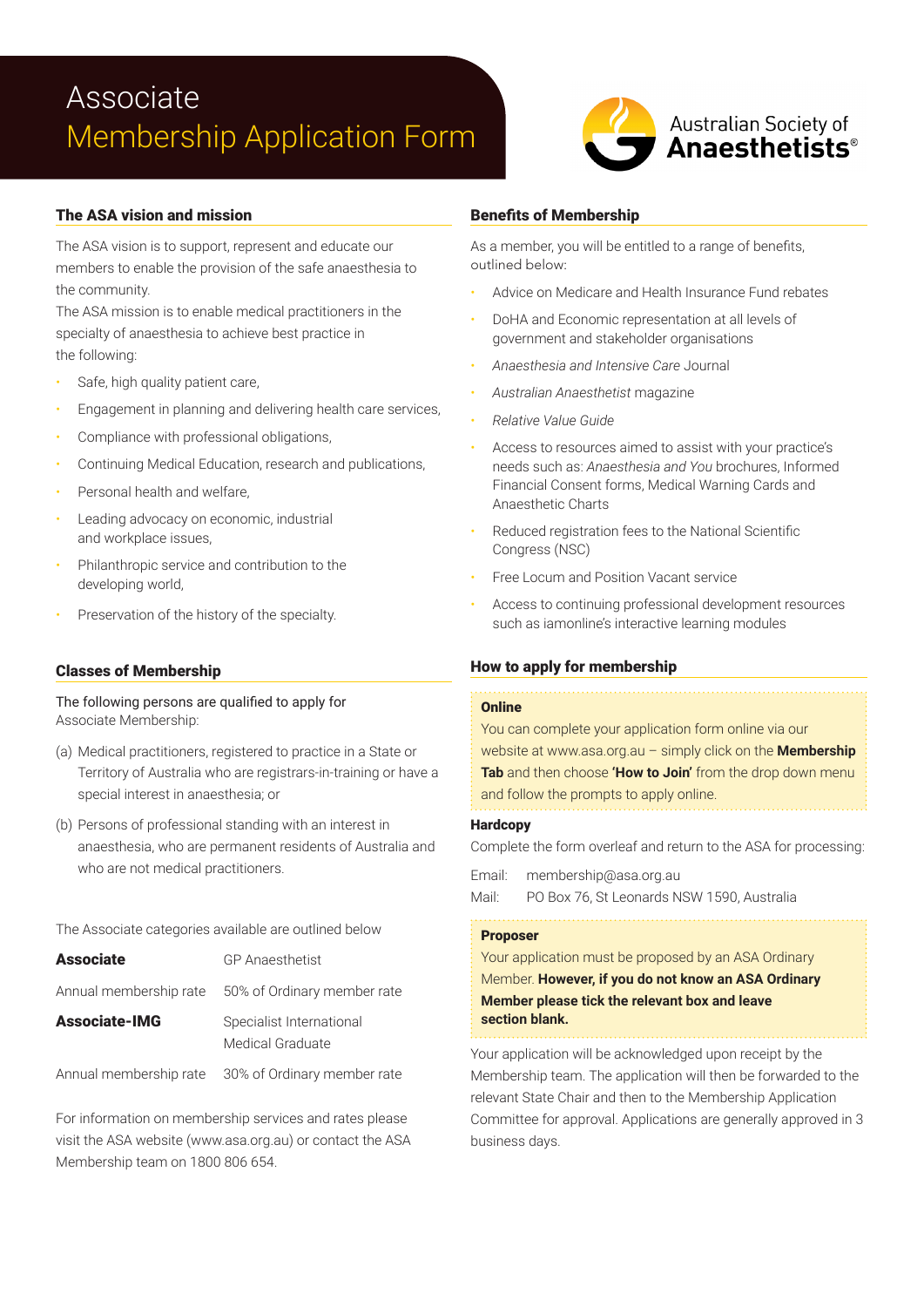# Associate Membership Application Form

Australian Society of **Anaesthetists**®

## The ASA vision and mission

The ASA vision is to support, represent and educate our members to enable the provision of the safe anaesthesia to the community.

The ASA mission is to enable medical practitioners in the specialty of anaesthesia to achieve best practice in the following:

- Safe, high quality patient care,
- Engagement in planning and delivering health care services,
- Compliance with professional obligations,
- Continuing Medical Education, research and publications,
- Personal health and welfare,
- Leading advocacy on economic, industrial and workplace issues,
- Philanthropic service and contribution to the developing world,
- Preservation of the history of the specialty.

## Classes of Membership

The following persons are qualified to apply for Associate Membership:

(a) Medical practitioners, registered to practice in a State or Territory of Australia who are registrars-in-training or have a special interest in anaesthesia; or

(b) Persons of professional standing with an interest in anaesthesia, who are permanent residents of Australia and who are not medical practitioners.

The Associate categories available are outlined below

| | |
|---|---|
| **Associate** | GP Anaesthetist |
| Annual membership rate | 50% of Ordinary member rate |
| **Associate-IMG** | Specialist International Medical Graduate |
| Annual membership rate | 30% of Ordinary member rate |

For information on membership services and rates please visit the ASA website (www.asa.org.au) or contact the ASA Membership team on 1800 806 654.

## Benefits of Membership

As a member, you will be entitled to a range of benefits, outlined below:

- Advice on Medicare and Health Insurance Fund rebates
- DoHA and Economic representation at all levels of government and stakeholder organisations
- *Anaesthesia and Intensive Care* Journal
- *Australian Anaesthetist* magazine
- *Relative Value Guide*
- Access to resources aimed to assist with your practice's needs such as: *Anaesthesia and You* brochures, Informed Financial Consent forms, Medical Warning Cards and Anaesthetic Charts
- Reduced registration fees to the National Scientific Congress (NSC)
- Free Locum and Position Vacant service
- Access to continuing professional development resources such as iamonline's interactive learning modules

## How to apply for membership

**Online**

You can complete your application form online via our website at www.asa.org.au – simply click on the **Membership Tab** and then choose **'How to Join'** from the drop down menu and follow the prompts to apply online.

**Hardcopy**

Complete the form overleaf and return to the ASA for processing:

Email: membership@asa.org.au

Mail: PO Box 76, St Leonards NSW 1590, Australia

**Proposer**

Your application must be proposed by an ASA Ordinary Member. **However, if you do not know an ASA Ordinary Member please tick the relevant box and leave section blank.**

Your application will be acknowledged upon receipt by the Membership team. The application will then be forwarded to the relevant State Chair and then to the Membership Application Committee for approval. Applications are generally approved in 3 business days.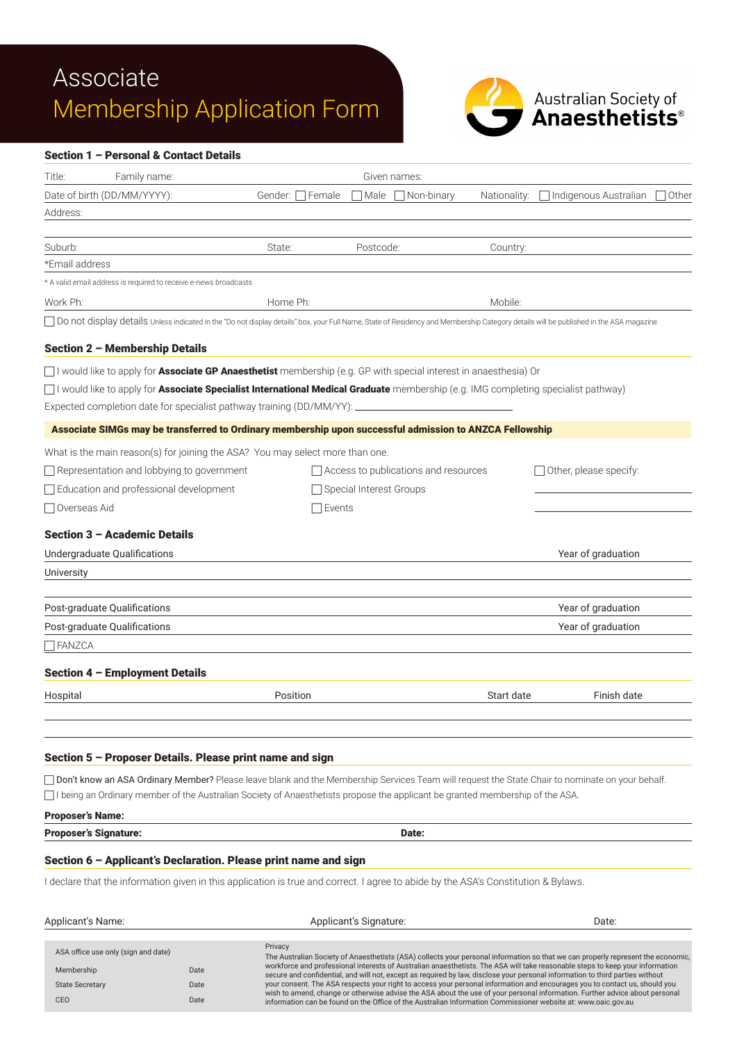# Associate Membership Application Form

Australian Society of **Anaesthetists**®

## Section 1 – Personal & Contact Details

Title: Family name: Given names:

Date of birth (DD/MM/YYYY): Gender: ☐ Female ☐ Male ☐ Non-binary Nationality: ☐ Indigenous Australian ☐ Other

Address:

Suburb: State: Postcode: Country:

*Email address

* A valid email address is required to receive e-news broadcasts

Work Ph: Home Ph: Mobile:

☐ Do not display details Unless indicated in the "Do not display details" box, your Full Name, State of Residency and Membership Category details will be published in the ASA magazine.

## Section 2 – Membership Details

☐ I would like to apply for **Associate GP Anaesthetist** membership (e.g. GP with special interest in anaesthesia) Or

☐ I would like to apply for **Associate Specialist International Medical Graduate** membership (e.g. IMG completing specialist pathway)

Expected completion date for specialist pathway training (DD/MM/YY): ______________________

**Associate SIMGs may be transferred to Ordinary membership upon successful admission to ANZCA Fellowship**

What is the main reason(s) for joining the ASA? You may select more than one.

☐ Representation and lobbying to government
☐ Education and professional development
☐ Overseas Aid
☐ Access to publications and resources
☐ Special Interest Groups
☐ Events
☐ Other, please specify: ______________________

## Section 3 – Academic Details

Undergraduate Qualifications Year of graduation

University

Post-graduate Qualifications Year of graduation

Post-graduate Qualifications Year of graduation

☐ FANZCA

## Section 4 – Employment Details

| Hospital | Position | Start date | Finish date |
| --- | --- | --- | --- |
| | | | |
| | | | |

## Section 5 – Proposer Details. Please print name and sign

☐ Don't know an ASA Ordinary Member? Please leave blank and the Membership Services Team will request the State Chair to nominate on your behalf.

☐ I being an Ordinary member of the Australian Society of Anaesthetists propose the applicant be granted membership of the ASA.

**Proposer's Name:**

**Proposer's Signature:** **Date:**

## Section 6 – Applicant's Declaration. Please print name and sign

I declare that the information given in this application is true and correct. I agree to abide by the ASA's Constitution & Bylaws.

Applicant's Name: Applicant's Signature: Date:

ASA office use only (sign and date)

| | |
| --- | --- |
| Membership | Date |
| State Secretary | Date |
| CEO | Date |

Privacy

The Australian Society of Anaesthetists (ASA) collects your personal information so that we can properly represent the economic, workforce and professional interests of Australian anaesthetists. The ASA will take reasonable steps to keep your information secure and confidential, and will not, except as required by law, disclose your personal information to third parties without your consent. The ASA respects your right to access your personal information and encourages you to contact us, should you wish to amend, change or otherwise advise the ASA about the use of your personal information. Further advice about personal information can be found on the Office of the Australian Information Commissioner website at: www.oaic.gov.au